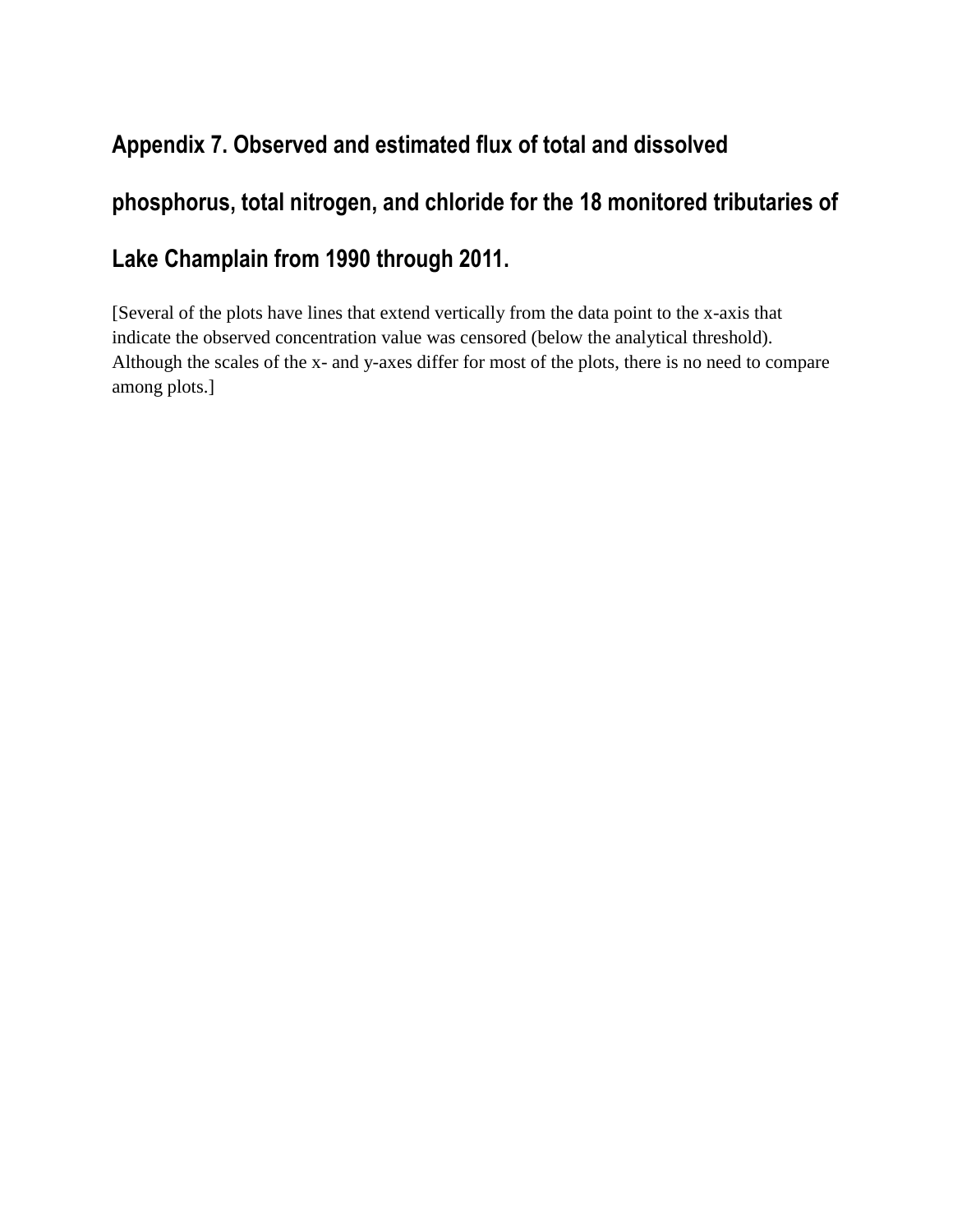# Appendix 7. Observed and estimated flux of total and dissolved phosphorus, total nitrogen, and chloride for the 18 monitored tributaries of Lake Champlain from 1990 through 2011.

[Several of the plots have lines that extend vertically from the data point to the x-axis that indicate the observed concentration value was censored (below the analytical threshold). Although the scales of the x- and y-axes differ for most of the plots, there is no need to compare among plots.]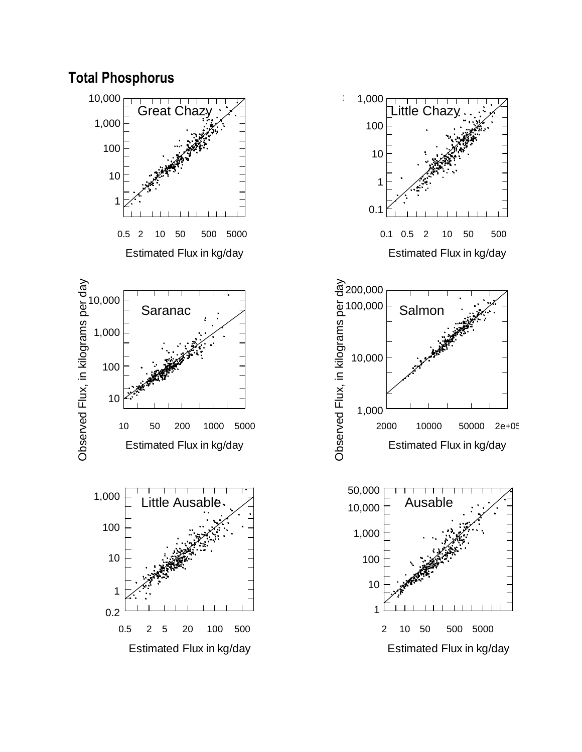## Total Phosphorus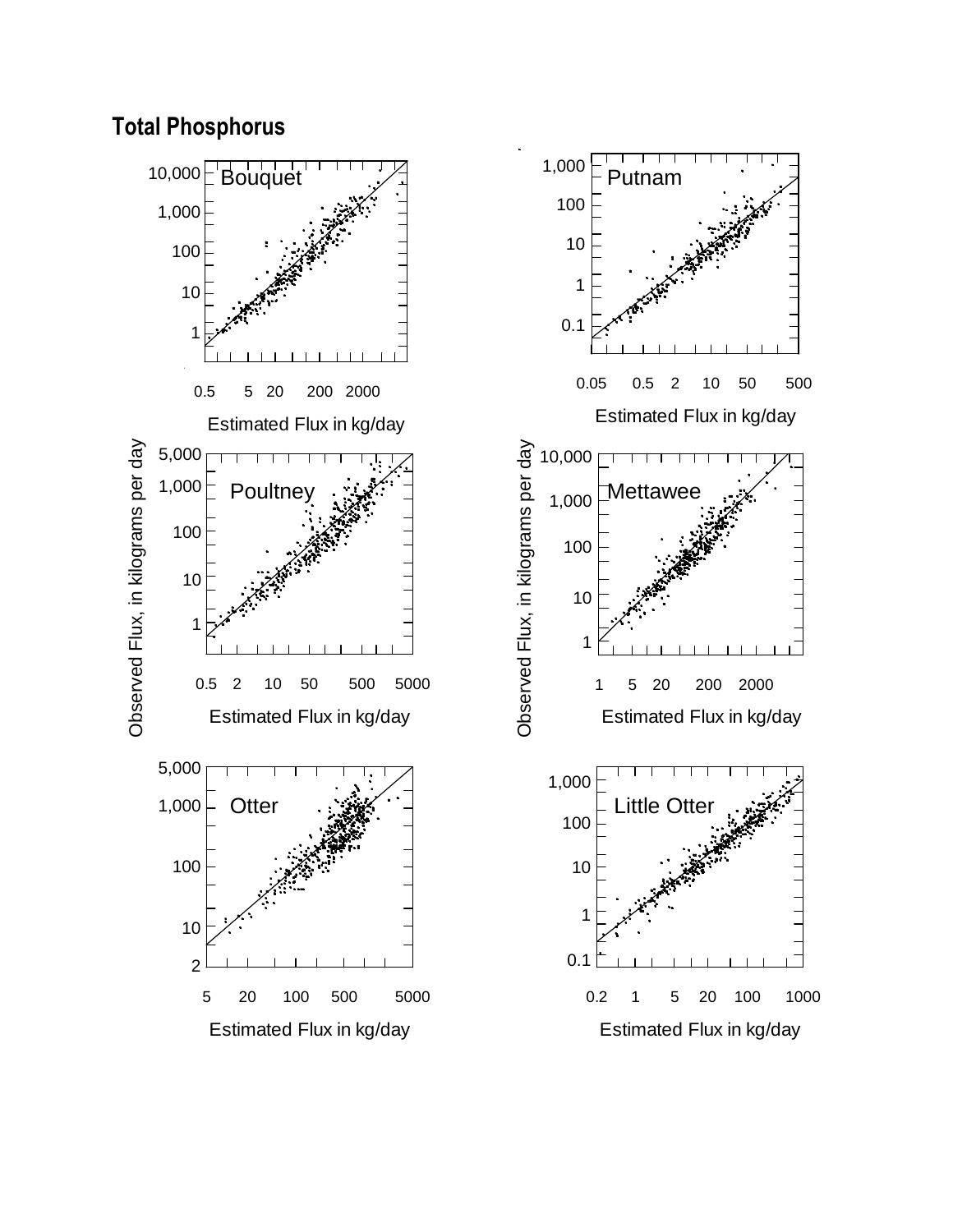## Total Phosphorus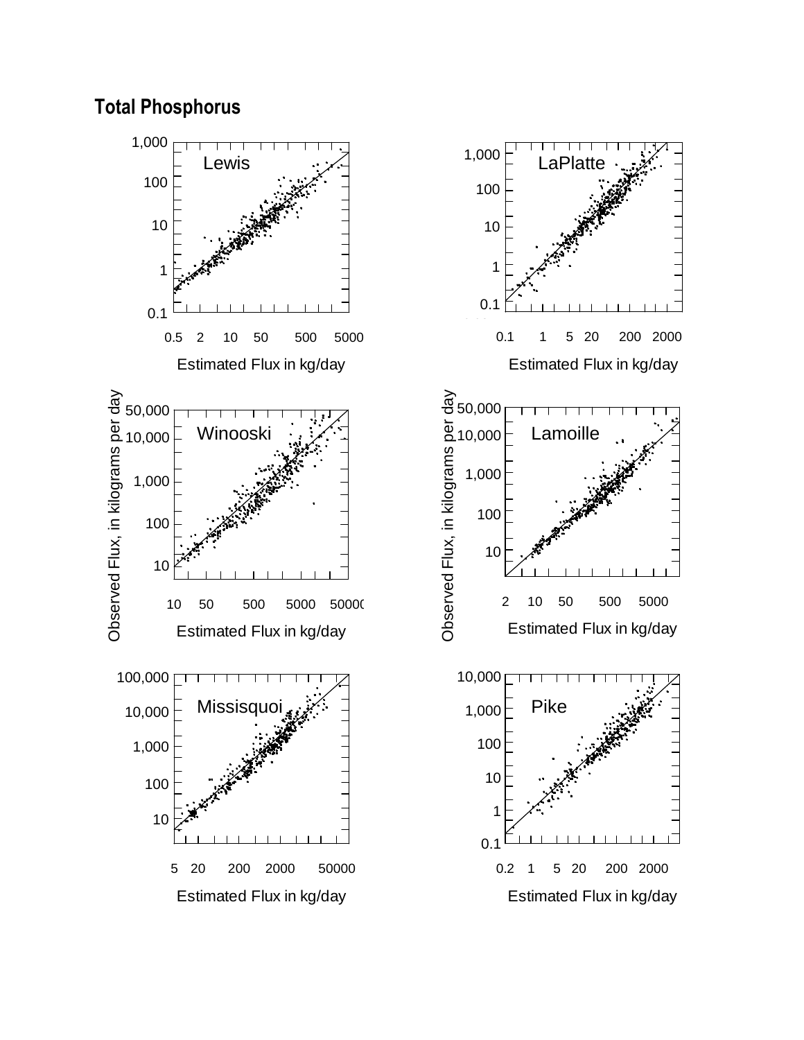## Total Phosphorus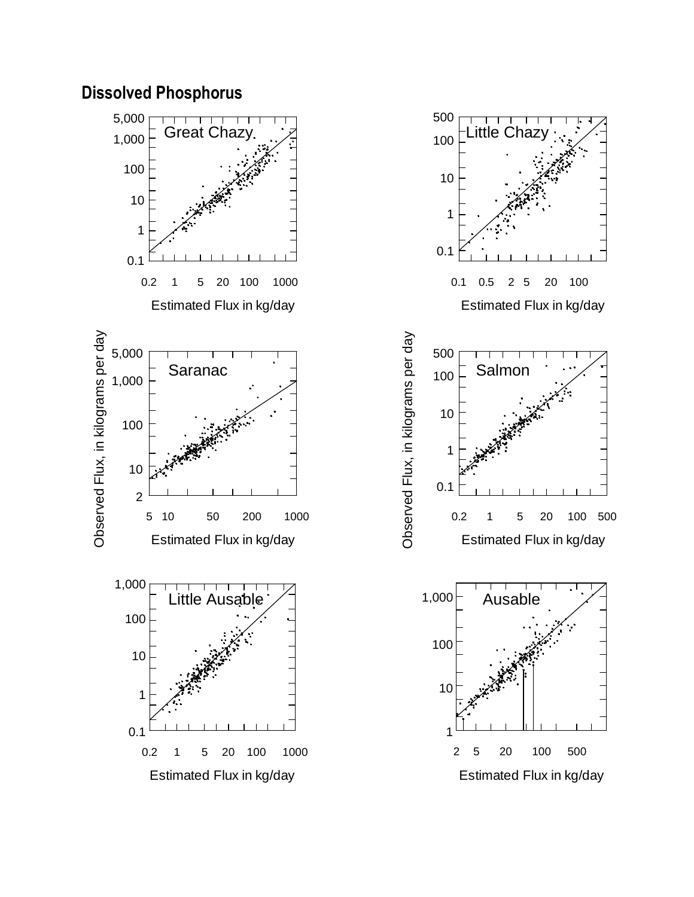## Dissolved Phosphorus

Great Chazy

Little Chazy

Saranac

Salmon

Little Ausable

Ausable

Observed Flux, in kilograms per day

Estimated Flux in kg/day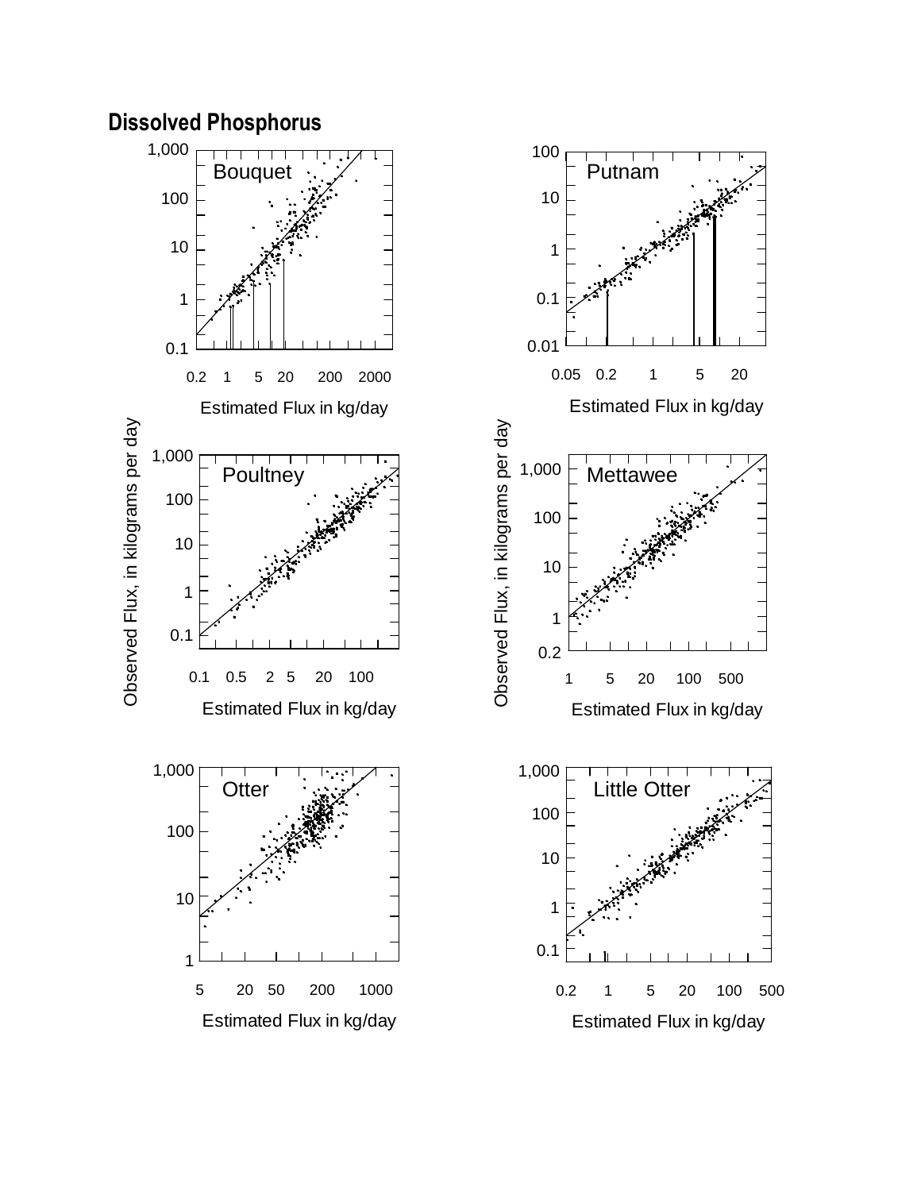## Dissolved Phosphorus

Bouquet

Putnam

Poultney

Mettawee

Otter

Little Otter

Observed Flux, in kilograms per day

Estimated Flux in kg/day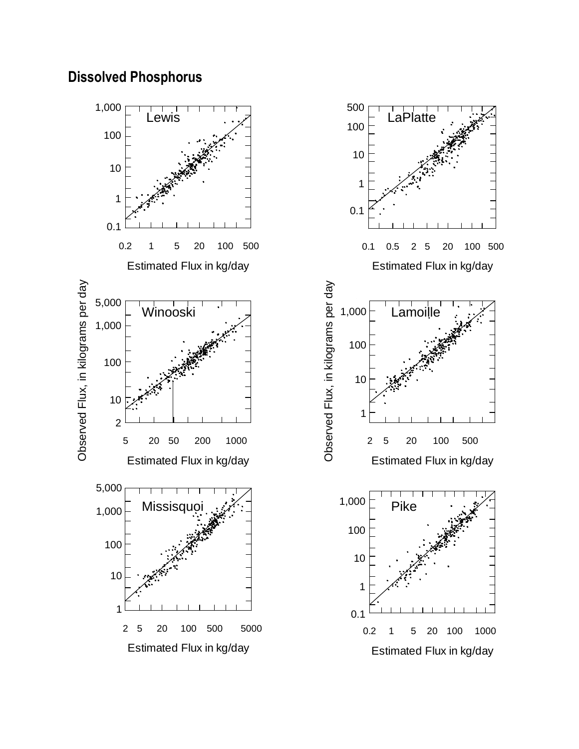## Dissolved Phosphorus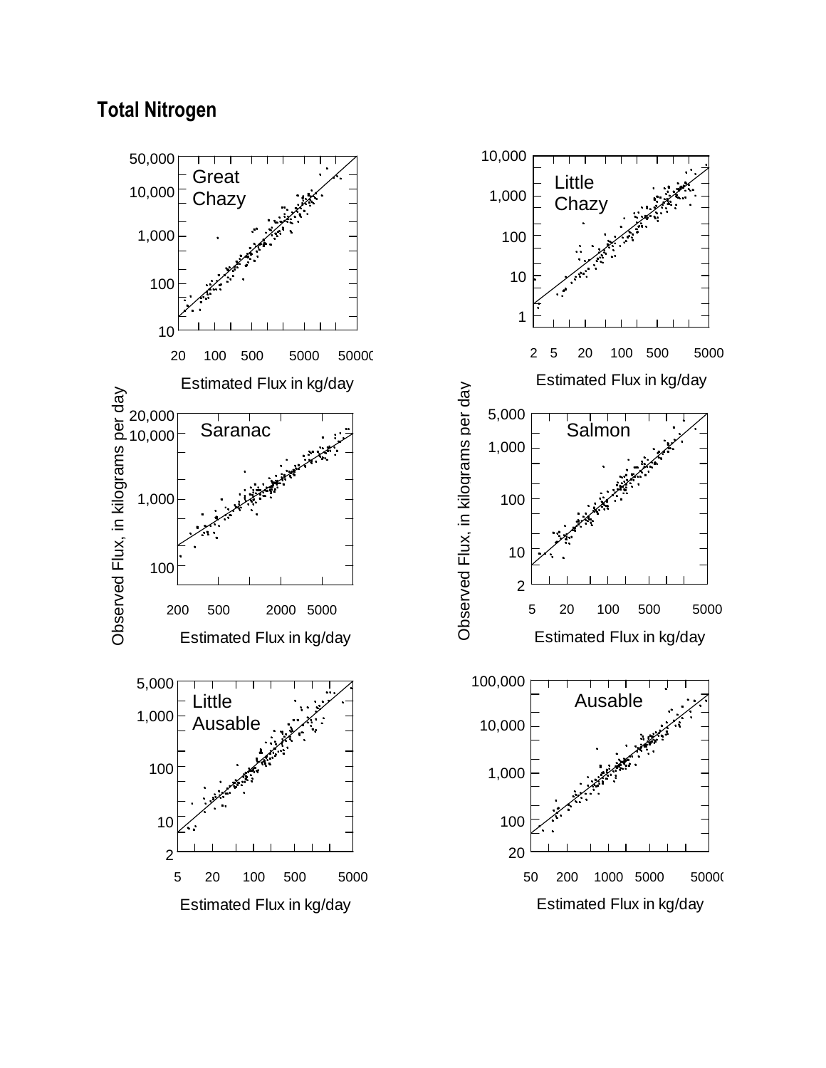## Total Nitrogen

Great Chazy

Little Chazy

Saranac

Salmon

Little Ausable

Ausable

Observed Flux, in kilograms per day

Estimated Flux in kg/day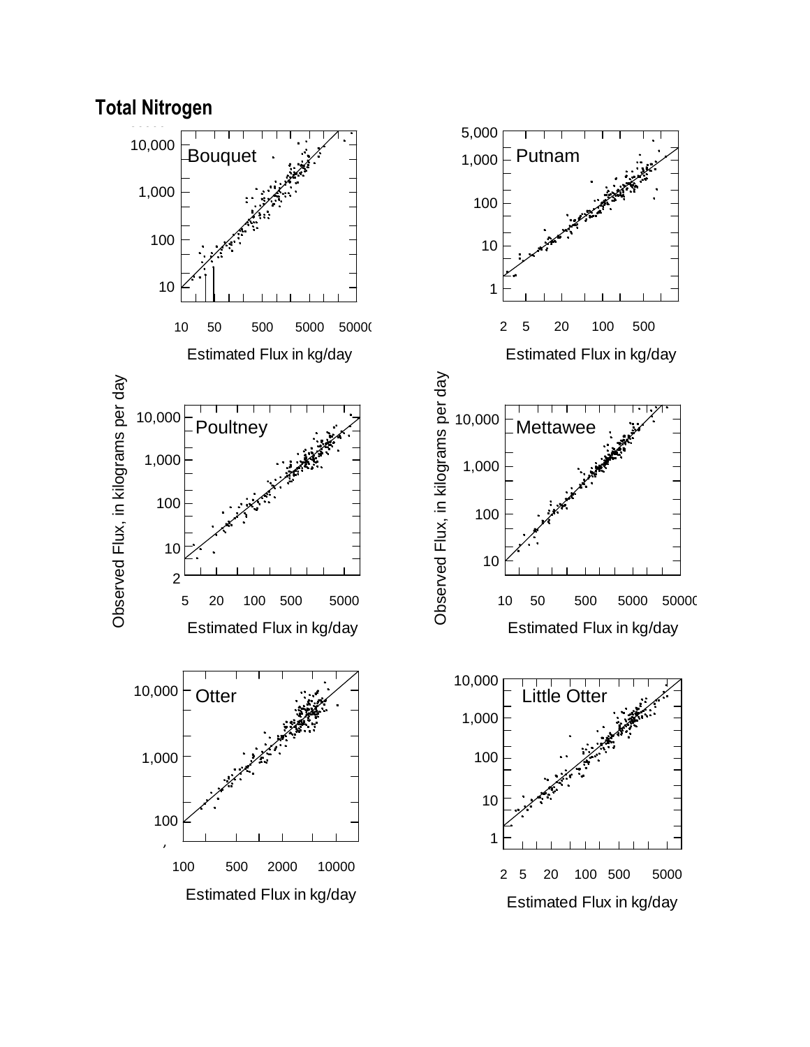## Total Nitrogen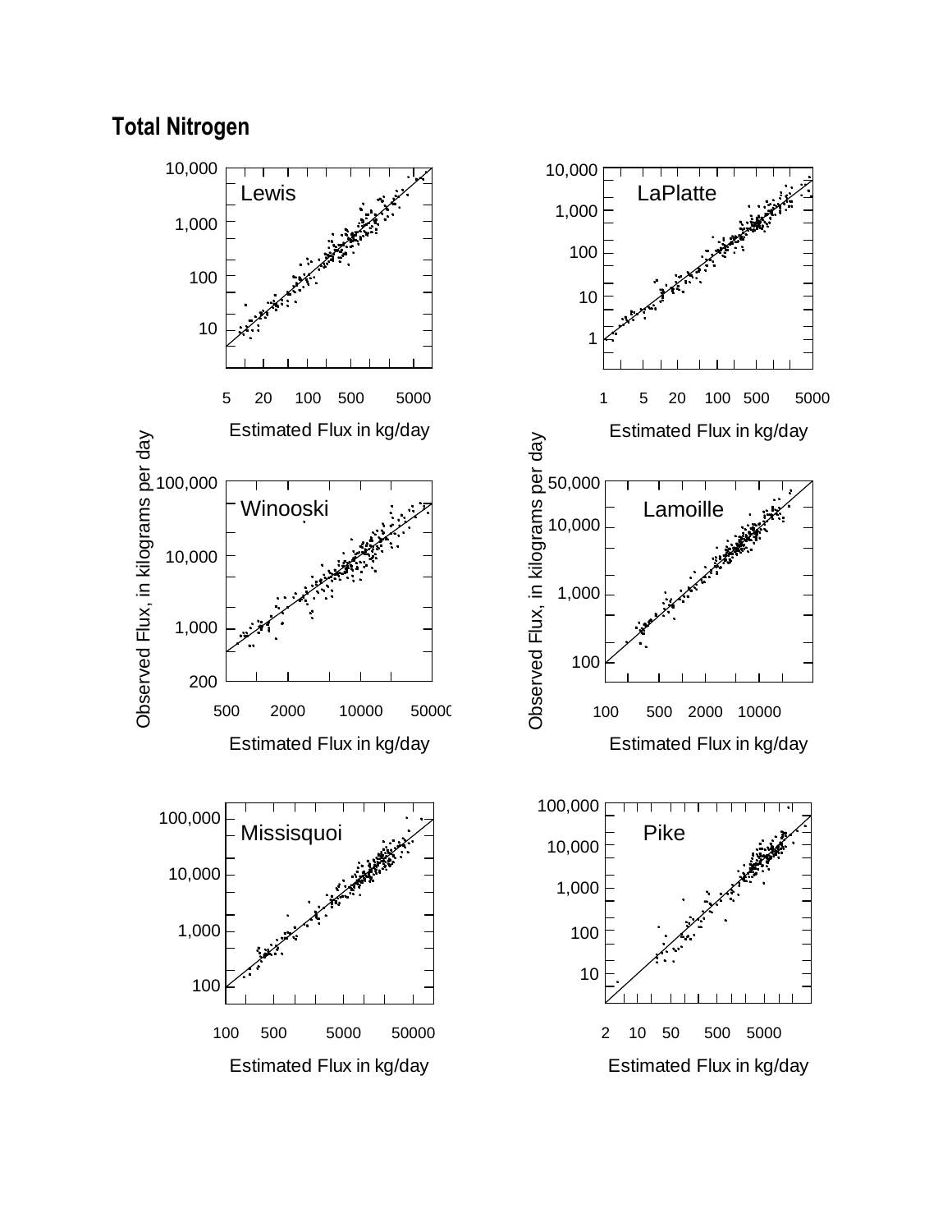## Total Nitrogen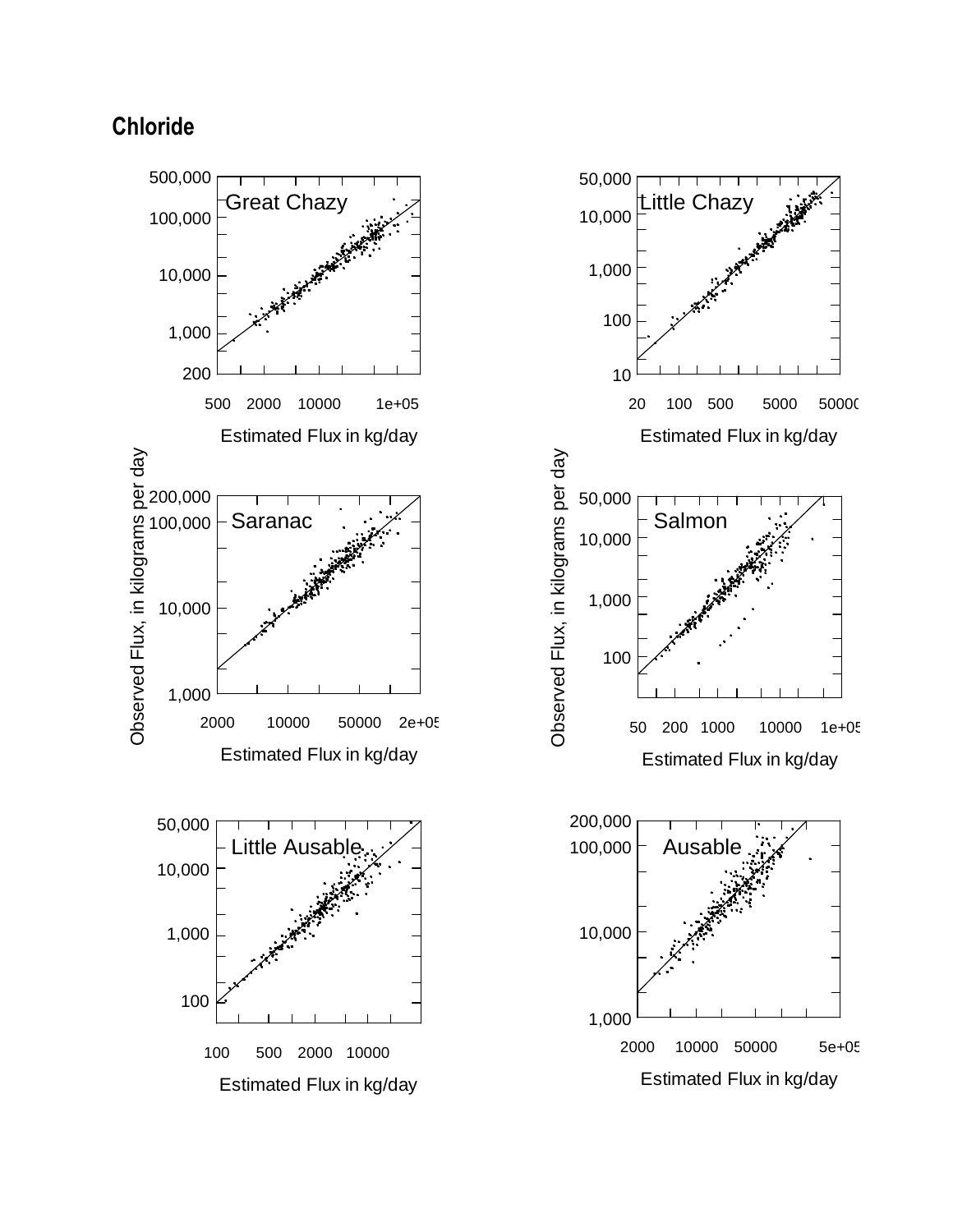**Chloride**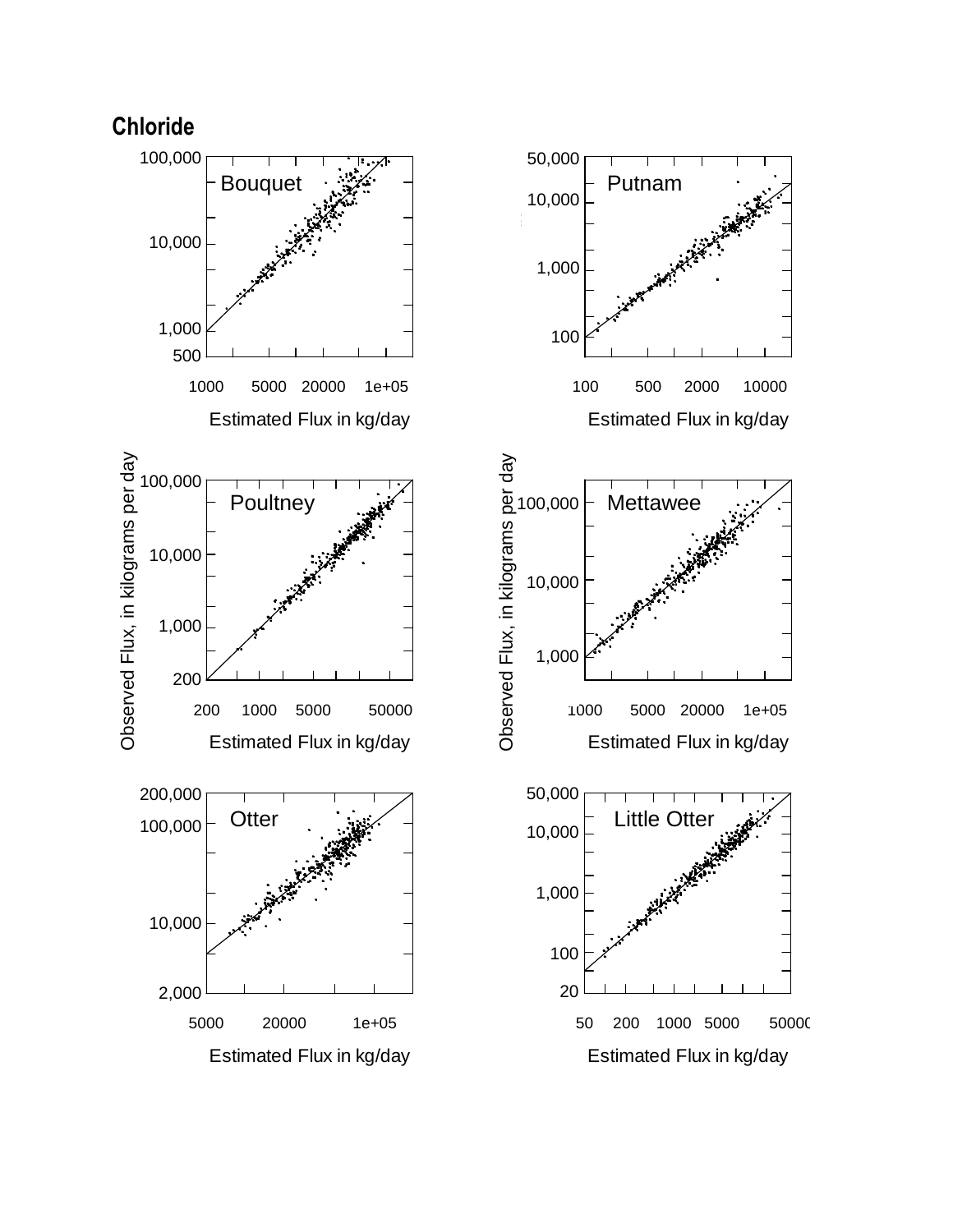**Chloride**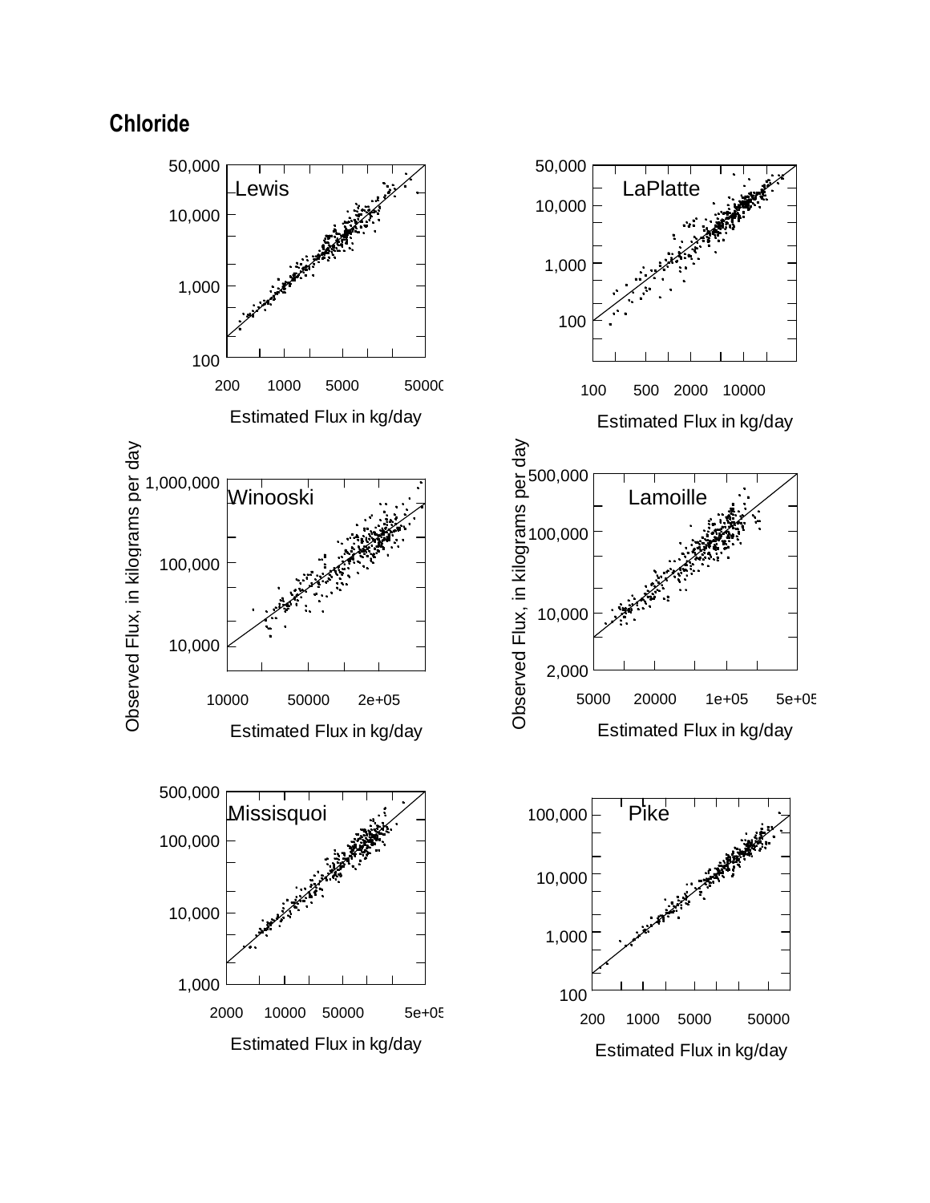**Chloride**

Lewis

50,000
10,000
1,000
100

200 1000 5000 50000

Estimated Flux in kg/day

LaPlatte

50,000
10,000
1,000
100

100 500 2000 10000

Estimated Flux in kg/day

Winooski

Observed Flux, in kilograms per day

1,000,000
100,000
10,000

10000 50000 2e+05

Estimated Flux in kg/day

Lamoille

Observed Flux, in kilograms per day

500,000
100,000
10,000
2,000

5000 20000 1e+05 5e+05

Estimated Flux in kg/day

Missisquoi

500,000
100,000
10,000
1,000

2000 10000 50000 5e+05

Estimated Flux in kg/day

Pike

100,000
10,000
1,000
100

200 1000 5000 50000

Estimated Flux in kg/day